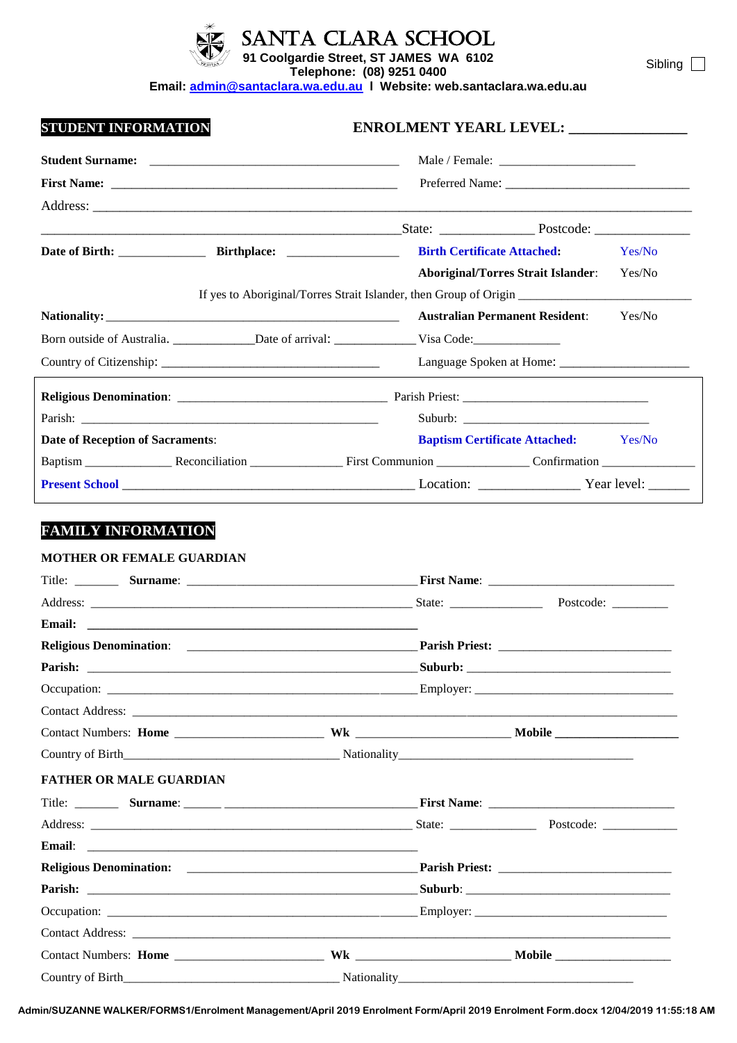# SANTA CLARA SCHOOL

**91 Coolgardie Street, ST JAMES WA 6102**
**Telephone: (08) 9251 0400**
**Email: admin@santaclara.wa.edu.au I Website: web.santaclara.wa.edu.au**

Sibling ☐

**STUDENT INFORMATION** **ENROLMENT YEARL LEVEL: _______________**

**Student Surname:** ______________________________________ Male / Female: ____________________

**First Name:** _____________________________________________ Preferred Name: ____________________________

Address: ____________________________________________________________________________________________

_____________________________________________________State: ______________ Postcode: ______________

**Date of Birth:** ______________ **Birthplace:** _________________ **Birth Certificate Attached:** Yes/No

**Aboriginal/Torres Strait Islander**: Yes/No

If yes to Aboriginal/Torres Strait Islander, then Group of Origin ____________________________

**Nationality:** _______________________________________________ **Australian Permanent Resident**: Yes/No

Born outside of Australia. _____________Date of arrival: _____________ Visa Code:_____________

Country of Citizenship: ___________________________________ Language Spoken at Home: ____________________

**Religious Denomination**: _________________________________ Parish Priest: ____________________________

Parish: _______________________________________________ Suburb: ______________________________

**Date of Reception of Sacraments**: **Baptism Certificate Attached:** Yes/No

Baptism ______________ Reconciliation _______________ First Communion _______________ Confirmation _______________

**Present School** _____________________________________________ Location: _______________ Year level: ______

## FAMILY INFORMATION

**MOTHER OR FEMALE GUARDIAN**

Title: _______ **Surname**: ___________________________________ **First Name**: _____________________________

Address: ____________________________________________________ State: ______________ Postcode: _________

**Email:** __________________________________________________

**Religious Denomination**: ___________________________________ **Parish Priest:** ___________________________

**Parish:** __________________________________________________ **Suburb:** _________________________________

Occupation: ________________________________________________ Employer: _________________________________

Contact Address: _____________________________________________________________________________________

Contact Numbers: **Home** _______________________ **Wk** _______________________ **Mobile** ____________________

Country of Birth_________________________________ Nationality_____________________________________

**FATHER OR MALE GUARDIAN**

Title: _______ **Surname**: ______ ___________________________ **First Name**: _____________________________

Address: ____________________________________________________ State: _____________ Postcode: ____________

**Email**: __________________________________________________

**Religious Denomination:** ___________________________________ **Parish Priest:** ___________________________

**Parish:** __________________________________________________ **Suburb**: _________________________________

Occupation: ________________________________________________ Employer: ______________________________

Contact Address: _____________________________________________________________________________________

Contact Numbers: **Home** _______________________ **Wk** _______________________ **Mobile** __________________

Country of Birth_________________________________ Nationality_____________________________________

Admin/SUZANNE WALKER/FORMS1/Enrolment Management/April 2019 Enrolment Form/April 2019 Enrolment Form.docx 12/04/2019 11:55:18 AM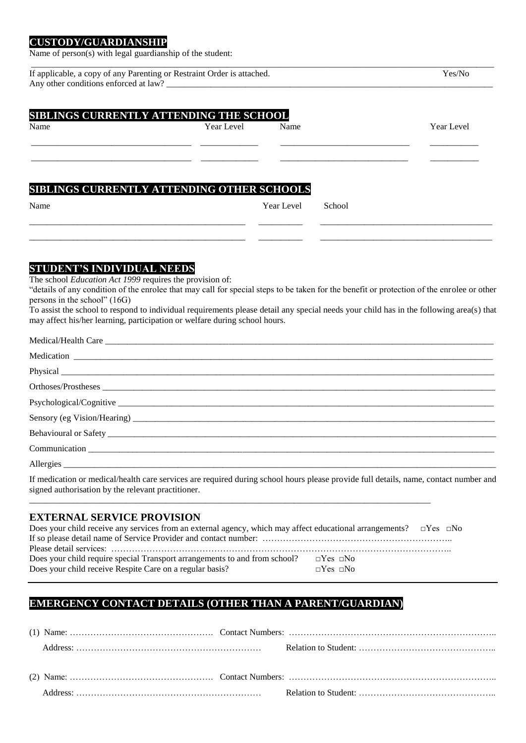## CUSTODY/GUARDIANSHIP

Name of person(s) with legal guardianship of the student:

_______________________________________________________________________________________________

If applicable, a copy of any Parenting or Restraint Order is attached. Yes/No

Any other conditions enforced at law? ___________________________________________________________

## SIBLINGS CURRENTLY ATTENDING THE SCHOOL

| Name | Year Level | Name | Year Level |
|---|---|---|---|
| | | | |
| | | | |

## SIBLINGS CURRENTLY ATTENDING OTHER SCHOOLS

| Name | Year Level | School |
|---|---|---|
| | | |
| | | |

## STUDENT'S INDIVIDUAL NEEDS

The school *Education Act 1999* requires the provision of:

"details of any condition of the enrolee that may call for special steps to be taken for the benefit or protection of the enrolee or other persons in the school" (16G)

To assist the school to respond to individual requirements please detail any special needs your child has in the following area(s) that may affect his/her learning, participation or welfare during school hours.

Medical/Health Care ___________________________________________________________

Medication ___________________________________________________________

Physical ___________________________________________________________

Orthoses/Prostheses ___________________________________________________________

Psychological/Cognitive ___________________________________________________________

Sensory (eg Vision/Hearing) ___________________________________________________________

Behavioural or Safety ___________________________________________________________

Communication ___________________________________________________________

Allergies ___________________________________________________________

If medication or medical/health care services are required during school hours please provide full details, name, contact number and signed authorisation by the relevant practitioner.

_______________________________________________________________________________________________

## EXTERNAL SERVICE PROVISION

Does your child receive any services from an external agency, which may affect educational arrangements? □Yes □No

If so please detail name of Service Provider and contact number: ……………………………………………………..

Please detail services: ……………………………………………………………………………………………..

Does your child require special Transport arrangements to and from school? □Yes □No

Does your child receive Respite Care on a regular basis? □Yes □No

## EMERGENCY CONTACT DETAILS (OTHER THAN A PARENT/GUARDIAN)

(1) Name: …………………………………………. Contact Numbers: ……………………………………………………………..

Address: ……………………………………………………… Relation to Student: ……………………………………..

(2) Name: …………………………………………. Contact Numbers: ……………………………………………………………..

Address: ……………………………………………………… Relation to Student: ……………………………………..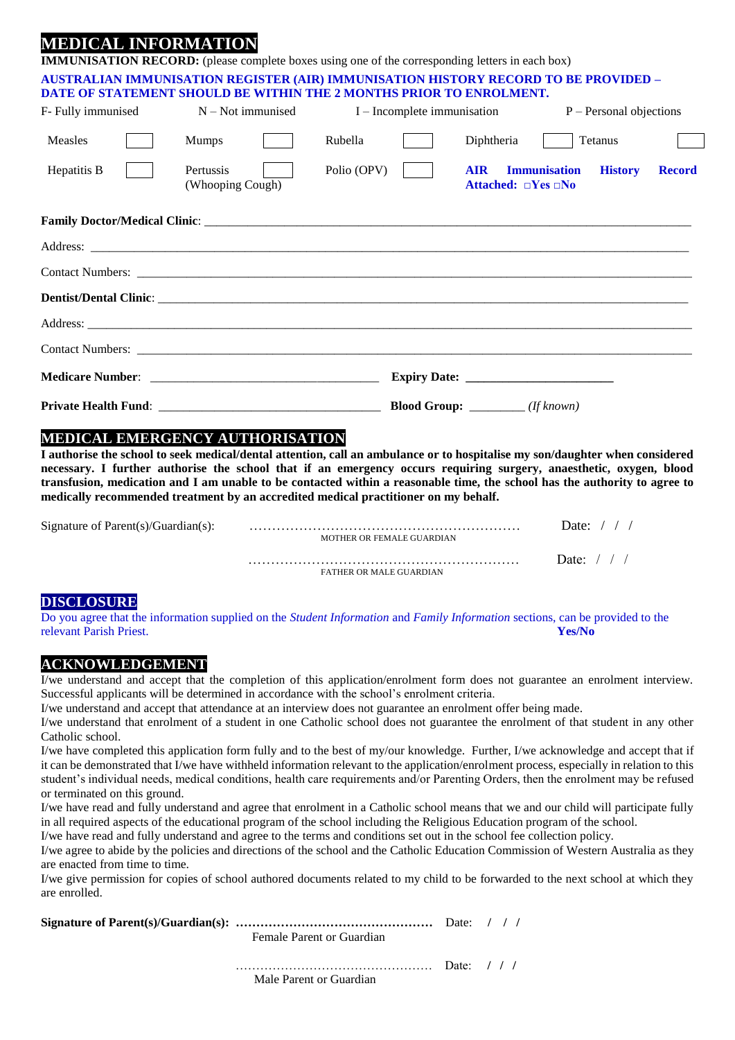# MEDICAL INFORMATION

**IMMUNISATION RECORD:** (please complete boxes using one of the corresponding letters in each box)

**AUSTRALIAN IMMUNISATION REGISTER (AIR) IMMUNISATION HISTORY RECORD TO BE PROVIDED – DATE OF STATEMENT SHOULD BE WITHIN THE 2 MONTHS PRIOR TO ENROLMENT.**

F- Fully immunised    N – Not immunised    I – Incomplete immunisation    P – Personal objections

| Measles | ☐ | Mumps | ☐ | Rubella | ☐ | Diphtheria | ☐ | Tetanus | ☐ |
|---|---|---|---|---|---|---|---|---|---|
| Hepatitis B | ☐ | Pertussis (Whooping Cough) | ☐ | Polio (OPV) | ☐ | **AIR Immunisation History Record Attached: □Yes □No** | | | |

**Family Doctor/Medical Clinic**: ____________________________________________

Address: ____________________________________________

Contact Numbers: ____________________________________________

**Dentist/Dental Clinic**: ____________________________________________

Address: ____________________________________________

Contact Numbers: ____________________________________________

**Medicare Number**: ______________________ **Expiry Date:** ______________

**Private Health Fund**: ______________________ **Blood Group:** ________ *(If known)*

## MEDICAL EMERGENCY AUTHORISATION

**I authorise the school to seek medical/dental attention, call an ambulance or to hospitalise my son/daughter when considered necessary. I further authorise the school that if an emergency occurs requiring surgery, anaesthetic, oxygen, blood transfusion, medication and I am unable to be contacted within a reasonable time, the school has the authority to agree to medically recommended treatment by an accredited medical practitioner on my behalf.**

Signature of Parent(s)/Guardian(s): ……………………………………………………… Date: / / /
MOTHER OR FEMALE GUARDIAN

……………………………………………………… Date: / / /
FATHER OR MALE GUARDIAN

## DISCLOSURE

Do you agree that the information supplied on the *Student Information* and *Family Information* sections, can be provided to the relevant Parish Priest. **Yes/No**

## ACKNOWLEDGEMENT

I/we understand and accept that the completion of this application/enrolment form does not guarantee an enrolment interview. Successful applicants will be determined in accordance with the school's enrolment criteria.

I/we understand and accept that attendance at an interview does not guarantee an enrolment offer being made.

I/we understand that enrolment of a student in one Catholic school does not guarantee the enrolment of that student in any other Catholic school.

I/we have completed this application form fully and to the best of my/our knowledge. Further, I/we acknowledge and accept that if it can be demonstrated that I/we have withheld information relevant to the application/enrolment process, especially in relation to this student's individual needs, medical conditions, health care requirements and/or Parenting Orders, then the enrolment may be refused or terminated on this ground.

I/we have read and fully understand and agree that enrolment in a Catholic school means that we and our child will participate fully in all required aspects of the educational program of the school including the Religious Education program of the school.

I/we have read and fully understand and agree to the terms and conditions set out in the school fee collection policy.

I/we agree to abide by the policies and directions of the school and the Catholic Education Commission of Western Australia as they are enacted from time to time.

I/we give permission for copies of school authored documents related to my child to be forwarded to the next school at which they are enrolled.

**Signature of Parent(s)/Guardian(s):** ………………………………………… Date: / / /
Female Parent or Guardian

………………………………………… Date: / / /
Male Parent or Guardian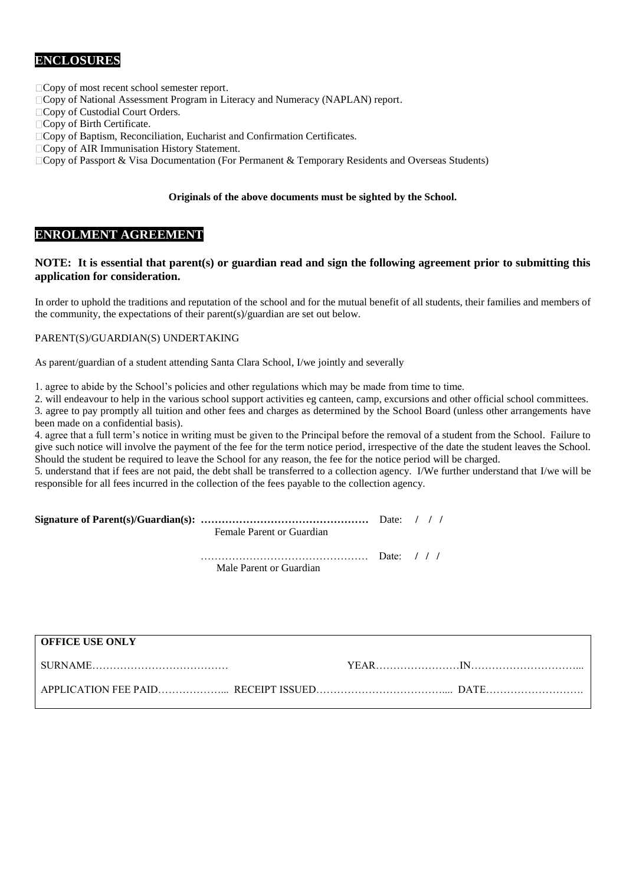## ENCLOSURES

- ☐ Copy of most recent school semester report.
- ☐ Copy of National Assessment Program in Literacy and Numeracy (NAPLAN) report.
- ☐ Copy of Custodial Court Orders.
- ☐ Copy of Birth Certificate.
- ☐ Copy of Baptism, Reconciliation, Eucharist and Confirmation Certificates.
- ☐ Copy of AIR Immunisation History Statement.
- ☐ Copy of Passport & Visa Documentation (For Permanent & Temporary Residents and Overseas Students)

**Originals of the above documents must be sighted by the School.**

## ENROLMENT AGREEMENT

**NOTE: It is essential that parent(s) or guardian read and sign the following agreement prior to submitting this application for consideration.**

In order to uphold the traditions and reputation of the school and for the mutual benefit of all students, their families and members of the community, the expectations of their parent(s)/guardian are set out below.

PARENT(S)/GUARDIAN(S) UNDERTAKING

As parent/guardian of a student attending Santa Clara School, I/we jointly and severally

1. agree to abide by the School's policies and other regulations which may be made from time to time.
2. will endeavour to help in the various school support activities eg canteen, camp, excursions and other official school committees.
3. agree to pay promptly all tuition and other fees and charges as determined by the School Board (unless other arrangements have been made on a confidential basis).
4. agree that a full term's notice in writing must be given to the Principal before the removal of a student from the School. Failure to give such notice will involve the payment of the fee for the term notice period, irrespective of the date the student leaves the School. Should the student be required to leave the School for any reason, the fee for the notice period will be charged.
5. understand that if fees are not paid, the debt shall be transferred to a collection agency. I/We further understand that I/we will be responsible for all fees incurred in the collection of the fees payable to the collection agency.

**Signature of Parent(s)/Guardian(s): …………………………………………** Date: / / /
Female Parent or Guardian

………………………………………… Date: / / /
Male Parent or Guardian

**OFFICE USE ONLY**

SURNAME………………………………… YEAR……………………IN…………………………...

APPLICATION FEE PAID………………... RECEIPT ISSUED……………………………….... DATE……………………….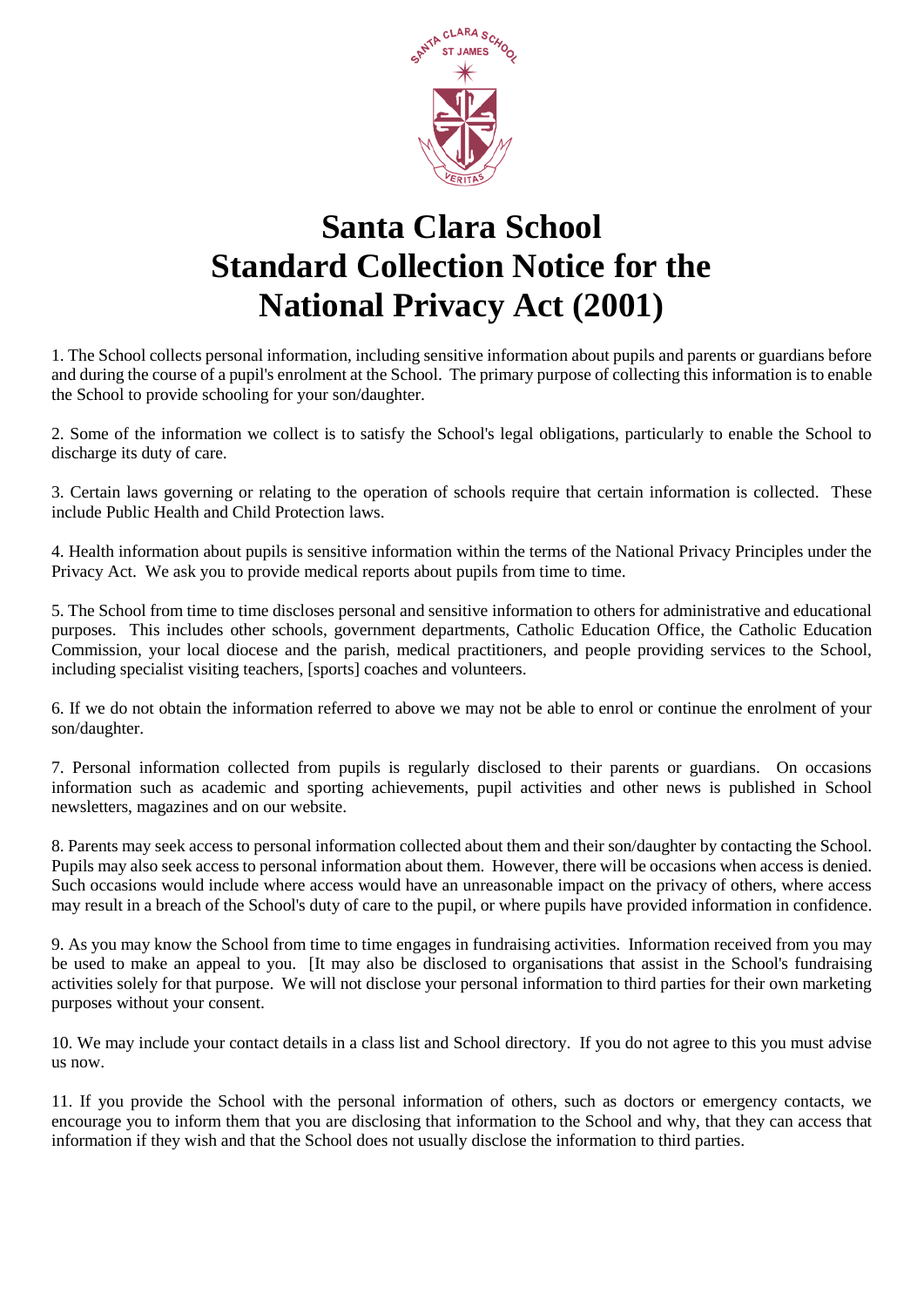# Santa Clara School Standard Collection Notice for the National Privacy Act (2001)

1. The School collects personal information, including sensitive information about pupils and parents or guardians before and during the course of a pupil's enrolment at the School. The primary purpose of collecting this information is to enable the School to provide schooling for your son/daughter.

2. Some of the information we collect is to satisfy the School's legal obligations, particularly to enable the School to discharge its duty of care.

3. Certain laws governing or relating to the operation of schools require that certain information is collected. These include Public Health and Child Protection laws.

4. Health information about pupils is sensitive information within the terms of the National Privacy Principles under the Privacy Act. We ask you to provide medical reports about pupils from time to time.

5. The School from time to time discloses personal and sensitive information to others for administrative and educational purposes. This includes other schools, government departments, Catholic Education Office, the Catholic Education Commission, your local diocese and the parish, medical practitioners, and people providing services to the School, including specialist visiting teachers, [sports] coaches and volunteers.

6. If we do not obtain the information referred to above we may not be able to enrol or continue the enrolment of your son/daughter.

7. Personal information collected from pupils is regularly disclosed to their parents or guardians. On occasions information such as academic and sporting achievements, pupil activities and other news is published in School newsletters, magazines and on our website.

8. Parents may seek access to personal information collected about them and their son/daughter by contacting the School. Pupils may also seek access to personal information about them. However, there will be occasions when access is denied. Such occasions would include where access would have an unreasonable impact on the privacy of others, where access may result in a breach of the School's duty of care to the pupil, or where pupils have provided information in confidence.

9. As you may know the School from time to time engages in fundraising activities. Information received from you may be used to make an appeal to you. [It may also be disclosed to organisations that assist in the School's fundraising activities solely for that purpose. We will not disclose your personal information to third parties for their own marketing purposes without your consent.

10. We may include your contact details in a class list and School directory. If you do not agree to this you must advise us now.

11. If you provide the School with the personal information of others, such as doctors or emergency contacts, we encourage you to inform them that you are disclosing that information to the School and why, that they can access that information if they wish and that the School does not usually disclose the information to third parties.